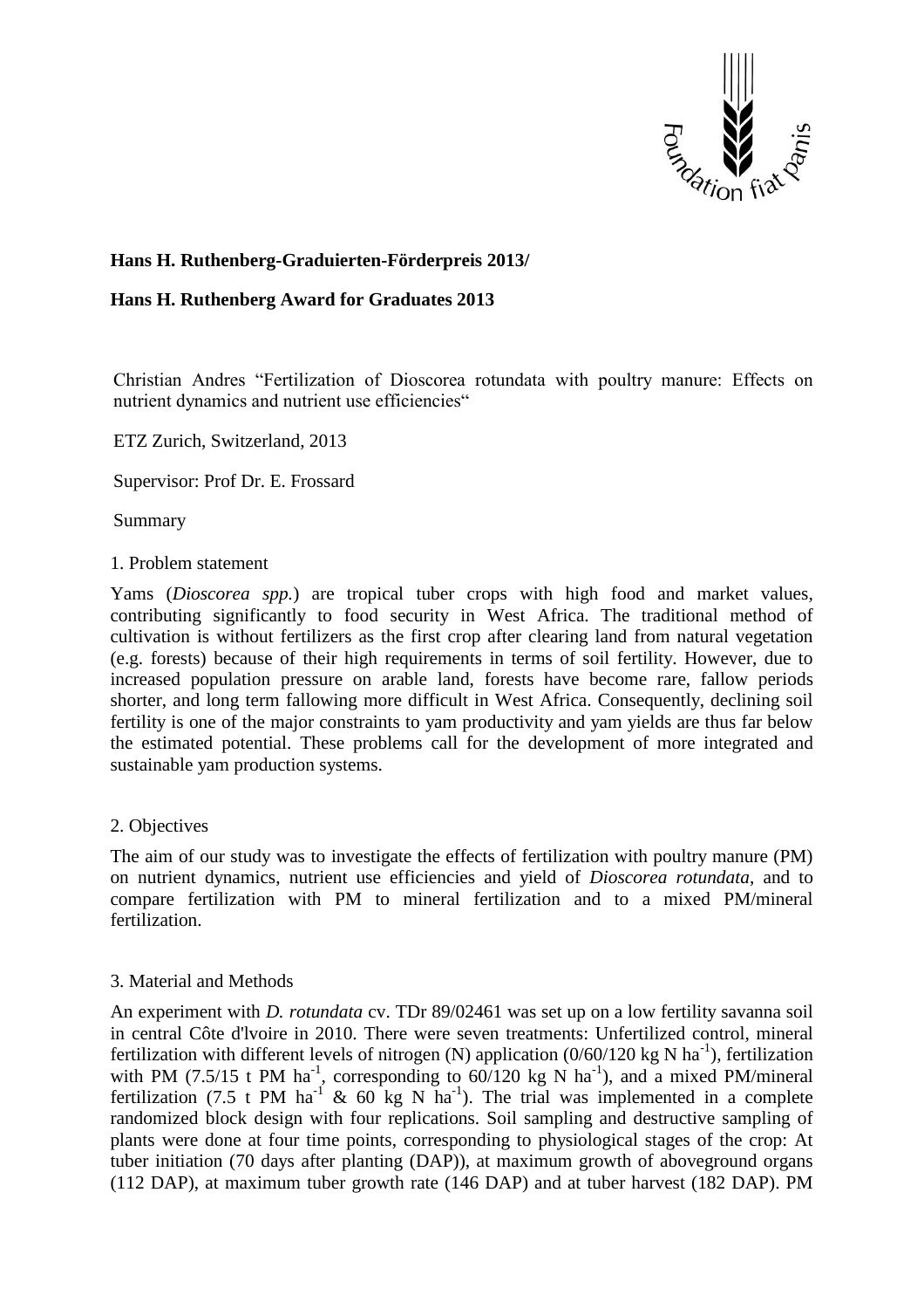**Hans H. Ruthenberg-Graduierten-Förderpreis 2013/**

**Hans H. Ruthenberg Award for Graduates 2013**

Christian Andres "Fertilization of Dioscorea rotundata with poultry manure: Effects on nutrient dynamics and nutrient use efficiencies"

ETZ Zurich, Switzerland, 2013

Supervisor: Prof Dr. E. Frossard

Summary

## 1. Problem statement

Yams (*Dioscorea spp.*) are tropical tuber crops with high food and market values, contributing significantly to food security in West Africa. The traditional method of cultivation is without fertilizers as the first crop after clearing land from natural vegetation (e.g. forests) because of their high requirements in terms of soil fertility. However, due to increased population pressure on arable land, forests have become rare, fallow periods shorter, and long term fallowing more difficult in West Africa. Consequently, declining soil fertility is one of the major constraints to yam productivity and yam yields are thus far below the estimated potential. These problems call for the development of more integrated and sustainable yam production systems.

## 2. Objectives

The aim of our study was to investigate the effects of fertilization with poultry manure (PM) on nutrient dynamics, nutrient use efficiencies and yield of *Dioscorea rotundata*, and to compare fertilization with PM to mineral fertilization and to a mixed PM/mineral fertilization.

## 3. Material and Methods

An experiment with *D. rotundata* cv. TDr 89/02461 was set up on a low fertility savanna soil in central Côte d'lvoire in 2010. There were seven treatments: Unfertilized control, mineral fertilization with different levels of nitrogen (N) application (0/60/120 kg N $ha^{-1}$), fertilization with PM (7.5/15 t PM $ha^{-1}$, corresponding to 60/120 kg N $ha^{-1}$), and a mixed PM/mineral fertilization (7.5 t PM $ha^{-1}$ & 60 kg N $ha^{-1}$). The trial was implemented in a complete randomized block design with four replications. Soil sampling and destructive sampling of plants were done at four time points, corresponding to physiological stages of the crop: At tuber initiation (70 days after planting (DAP)), at maximum growth of aboveground organs (112 DAP), at maximum tuber growth rate (146 DAP) and at tuber harvest (182 DAP). PM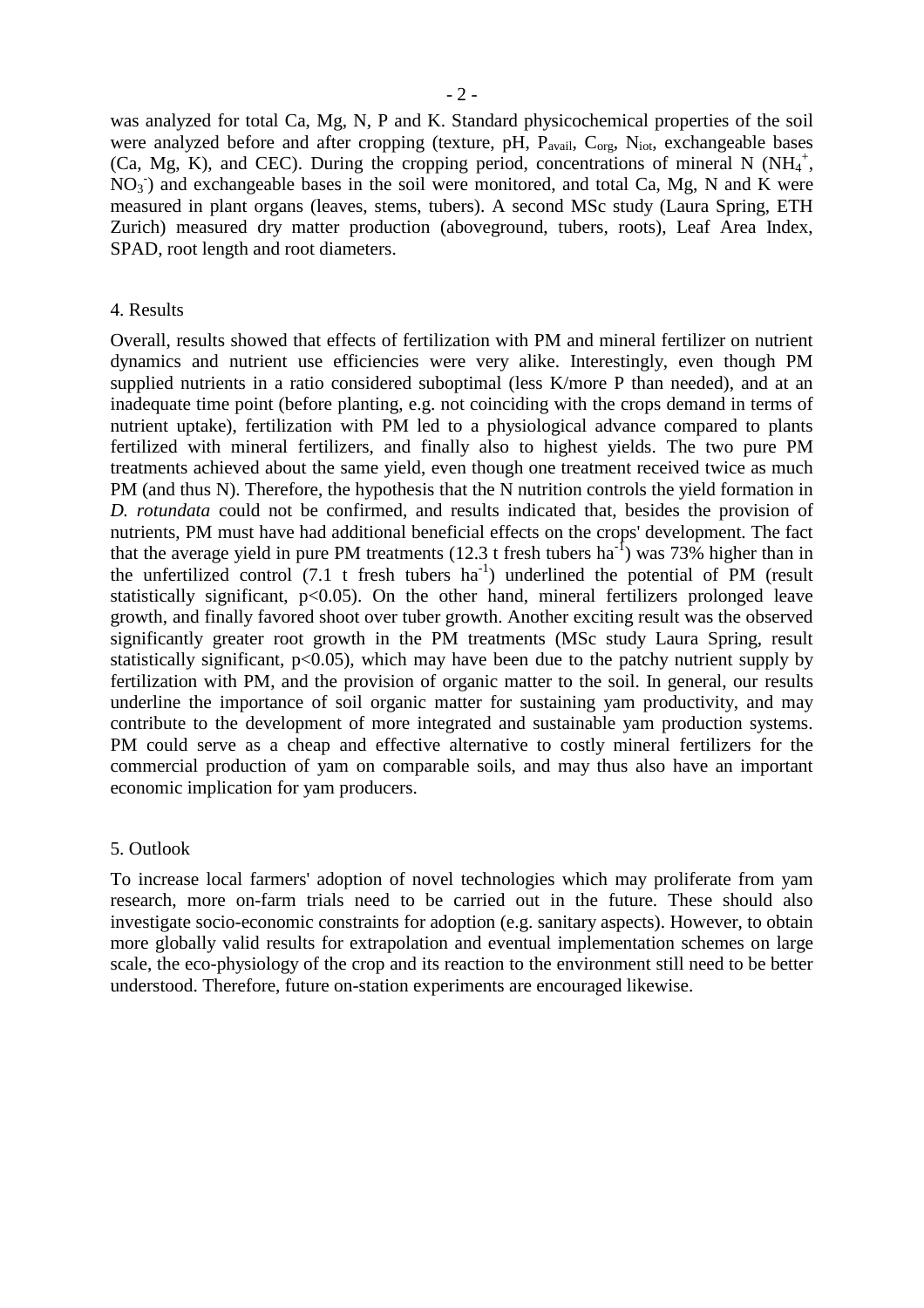was analyzed for total Ca, Mg, N, P and K. Standard physicochemical properties of the soil were analyzed before and after cropping (texture, pH, $P_{avail}$, $C_{org}$, $N_{tot}$, exchangeable bases (Ca, Mg, K), and CEC). During the cropping period, concentrations of mineral N ($NH_4^+$, $NO_3^-$) and exchangeable bases in the soil were monitored, and total Ca, Mg, N and K were measured in plant organs (leaves, stems, tubers). A second MSc study (Laura Spring, ETH Zurich) measured dry matter production (aboveground, tubers, roots), Leaf Area Index, SPAD, root length and root diameters.

## 4. Results

Overall, results showed that effects of fertilization with PM and mineral fertilizer on nutrient dynamics and nutrient use efficiencies were very alike. Interestingly, even though PM supplied nutrients in a ratio considered suboptimal (less K/more P than needed), and at an inadequate time point (before planting, e.g. not coinciding with the crops demand in terms of nutrient uptake), fertilization with PM led to a physiological advance compared to plants fertilized with mineral fertilizers, and finally also to highest yields. The two pure PM treatments achieved about the same yield, even though one treatment received twice as much PM (and thus N). Therefore, the hypothesis that the N nutrition controls the yield formation in *D. rotundata* could not be confirmed, and results indicated that, besides the provision of nutrients, PM must have had additional beneficial effects on the crops' development. The fact that the average yield in pure PM treatments (12.3 t fresh tubers $ha^{-1}$) was 73% higher than in the unfertilized control (7.1 t fresh tubers $ha^{-1}$) underlined the potential of PM (result statistically significant, $p<0.05$). On the other hand, mineral fertilizers prolonged leave growth, and finally favored shoot over tuber growth. Another exciting result was the observed significantly greater root growth in the PM treatments (MSc study Laura Spring, result statistically significant, $p<0.05$), which may have been due to the patchy nutrient supply by fertilization with PM, and the provision of organic matter to the soil. In general, our results underline the importance of soil organic matter for sustaining yam productivity, and may contribute to the development of more integrated and sustainable yam production systems. PM could serve as a cheap and effective alternative to costly mineral fertilizers for the commercial production of yam on comparable soils, and may thus also have an important economic implication for yam producers.

## 5. Outlook

To increase local farmers' adoption of novel technologies which may proliferate from yam research, more on-farm trials need to be carried out in the future. These should also investigate socio-economic constraints for adoption (e.g. sanitary aspects). However, to obtain more globally valid results for extrapolation and eventual implementation schemes on large scale, the eco-physiology of the crop and its reaction to the environment still need to be better understood. Therefore, future on-station experiments are encouraged likewise.